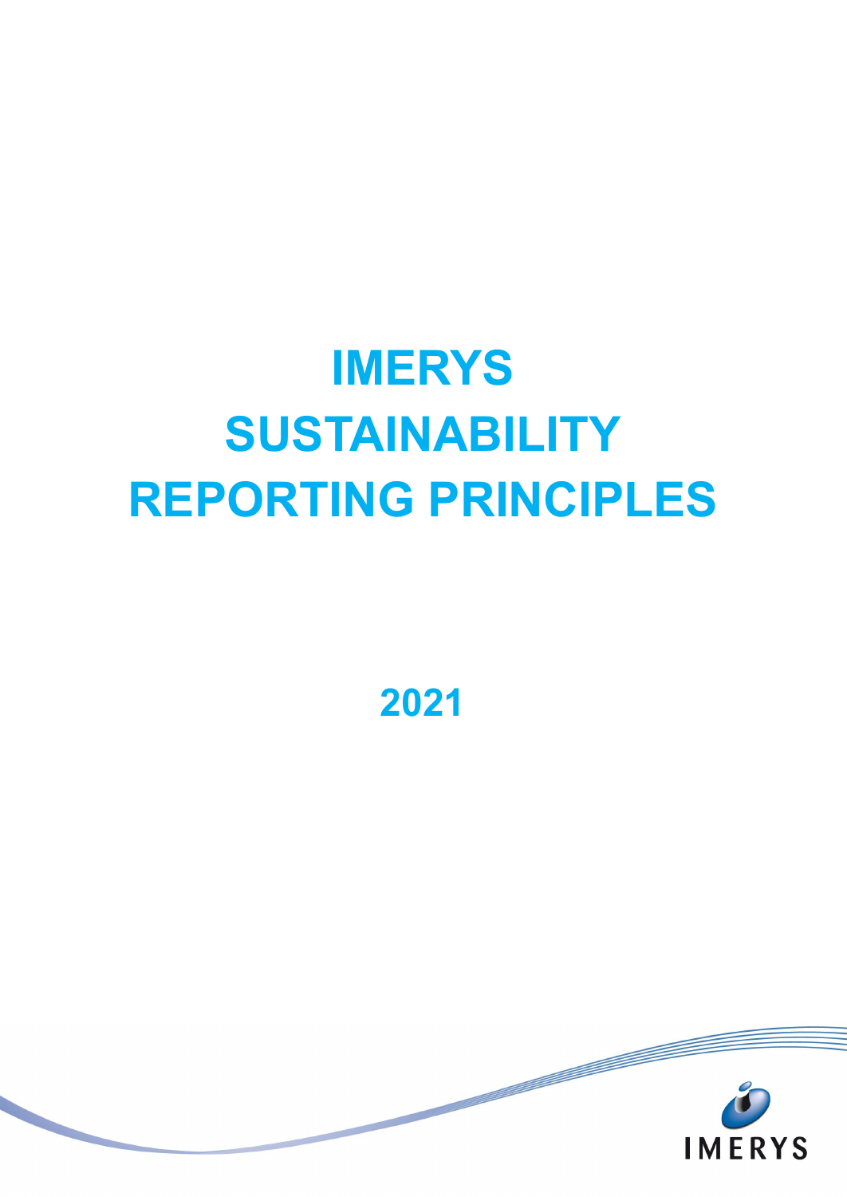# IMERYS SUSTAINABILITY REPORTING PRINCIPLES

## 2021

IMERYS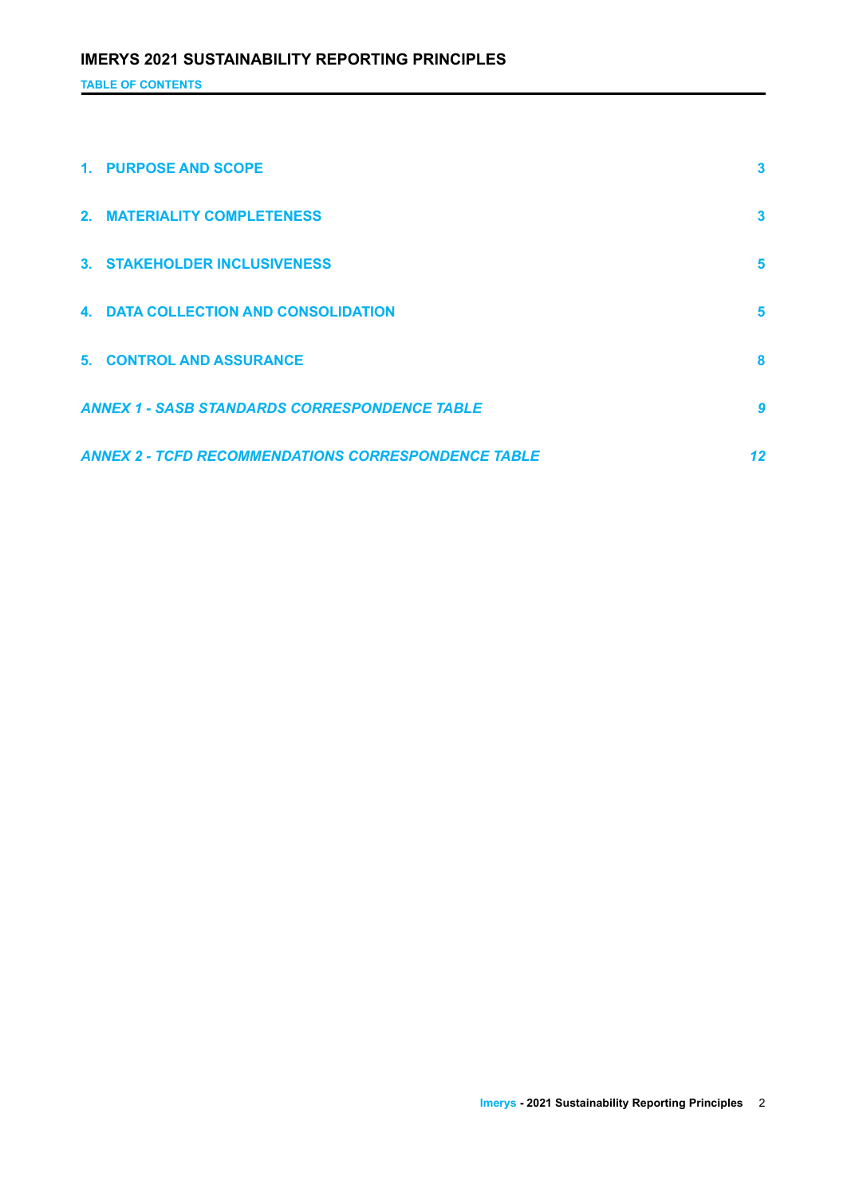**TABLE OF CONTENTS**

| | |
|---|---|
| **1. PURPOSE AND SCOPE** | **3** |
| **2. MATERIALITY COMPLETENESS** | **3** |
| **3. STAKEHOLDER INCLUSIVENESS** | **5** |
| **4. DATA COLLECTION AND CONSOLIDATION** | **5** |
| **5. CONTROL AND ASSURANCE** | **8** |
| ***ANNEX 1 - SASB STANDARDS CORRESPONDENCE TABLE*** | ***9*** |
| ***ANNEX 2 - TCFD RECOMMENDATIONS CORRESPONDENCE TABLE*** | ***12*** |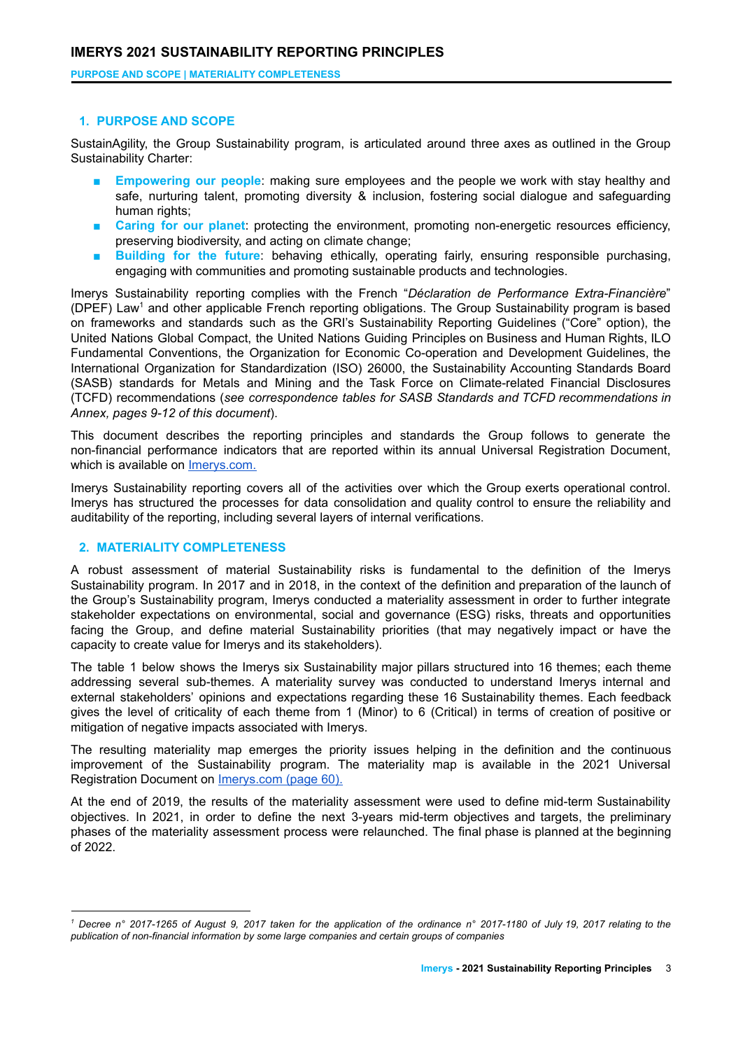## 1. PURPOSE AND SCOPE

SustainAgility, the Group Sustainability program, is articulated around three axes as outlined in the Group Sustainability Charter:

- **Empowering our people**: making sure employees and the people we work with stay healthy and safe, nurturing talent, promoting diversity & inclusion, fostering social dialogue and safeguarding human rights;
- **Caring for our planet**: protecting the environment, promoting non-energetic resources efficiency, preserving biodiversity, and acting on climate change;
- **Building for the future**: behaving ethically, operating fairly, ensuring responsible purchasing, engaging with communities and promoting sustainable products and technologies.

Imerys Sustainability reporting complies with the French "*Déclaration de Performance Extra-Financière*" (DPEF) Law[1] and other applicable French reporting obligations. The Group Sustainability program is based on frameworks and standards such as the GRI's Sustainability Reporting Guidelines ("Core" option), the United Nations Global Compact, the United Nations Guiding Principles on Business and Human Rights, ILO Fundamental Conventions, the Organization for Economic Co-operation and Development Guidelines, the International Organization for Standardization (ISO) 26000, the Sustainability Accounting Standards Board (SASB) standards for Metals and Mining and the Task Force on Climate-related Financial Disclosures (TCFD) recommendations (*see correspondence tables for SASB Standards and TCFD recommendations in Annex, pages 9-12 of this document*).

This document describes the reporting principles and standards the Group follows to generate the non-financial performance indicators that are reported within its annual Universal Registration Document, which is available on Imerys.com.

Imerys Sustainability reporting covers all of the activities over which the Group exerts operational control. Imerys has structured the processes for data consolidation and quality control to ensure the reliability and auditability of the reporting, including several layers of internal verifications.

## 2. MATERIALITY COMPLETENESS

A robust assessment of material Sustainability risks is fundamental to the definition of the Imerys Sustainability program. In 2017 and in 2018, in the context of the definition and preparation of the launch of the Group's Sustainability program, Imerys conducted a materiality assessment in order to further integrate stakeholder expectations on environmental, social and governance (ESG) risks, threats and opportunities facing the Group, and define material Sustainability priorities (that may negatively impact or have the capacity to create value for Imerys and its stakeholders).

The table 1 below shows the Imerys six Sustainability major pillars structured into 16 themes; each theme addressing several sub-themes. A materiality survey was conducted to understand Imerys internal and external stakeholders' opinions and expectations regarding these 16 Sustainability themes. Each feedback gives the level of criticality of each theme from 1 (Minor) to 6 (Critical) in terms of creation of positive or mitigation of negative impacts associated with Imerys.

The resulting materiality map emerges the priority issues helping in the definition and the continuous improvement of the Sustainability program. The materiality map is available in the 2021 Universal Registration Document on Imerys.com (page 60).

At the end of 2019, the results of the materiality assessment were used to define mid-term Sustainability objectives. In 2021, in order to define the next 3-years mid-term objectives and targets, the preliminary phases of the materiality assessment process were relaunched. The final phase is planned at the beginning of 2022.

---

[1] *Decree n° 2017-1265 of August 9, 2017 taken for the application of the ordinance n° 2017-1180 of July 19, 2017 relating to the publication of non-financial information by some large companies and certain groups of companies*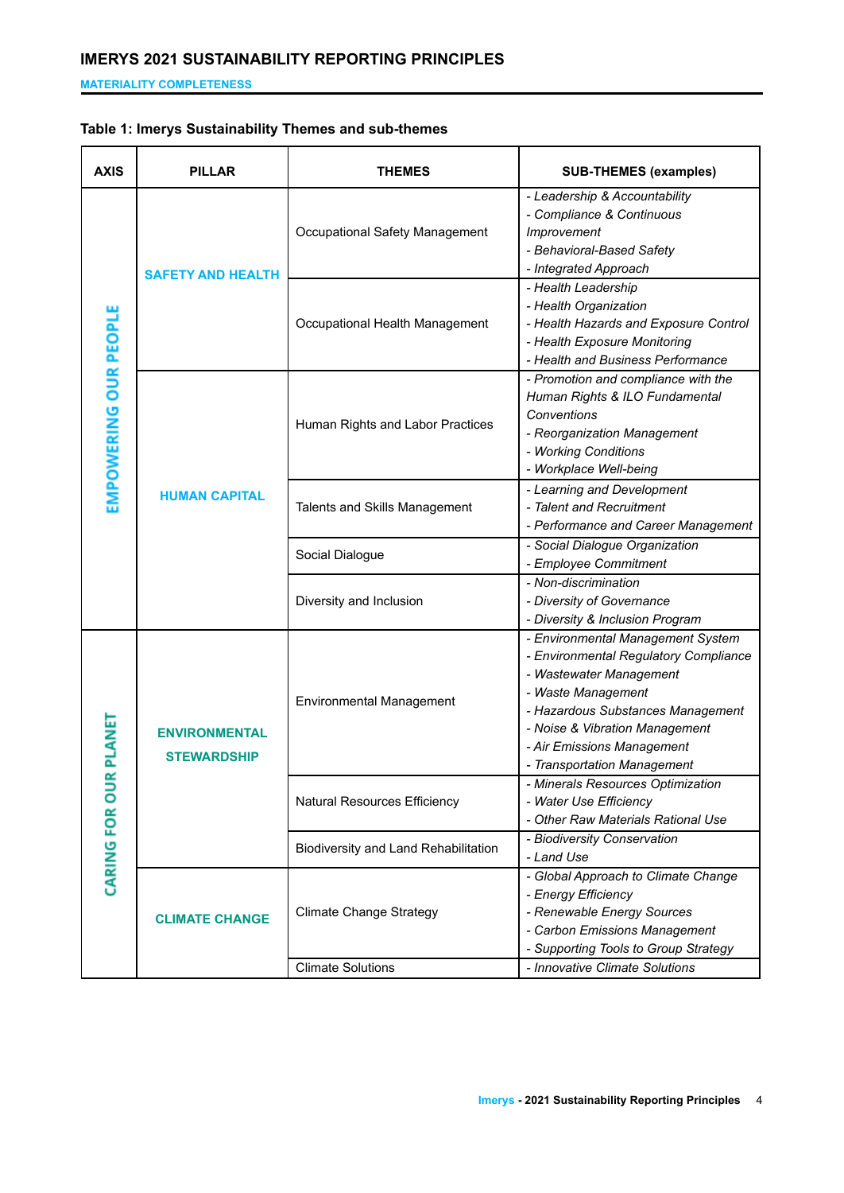# IMERYS 2021 SUSTAINABILITY REPORTING PRINCIPLES

## MATERIALITY COMPLETENESS

**Table 1: Imerys Sustainability Themes and sub-themes**

| AXIS | PILLAR | THEMES | SUB-THEMES (examples) |
|---|---|---|---|
| EMPOWERING OUR PEOPLE | SAFETY AND HEALTH | Occupational Safety Management | *- Leadership & Accountability*<br>*- Compliance & Continuous Improvement*<br>*- Behavioral-Based Safety*<br>*- Integrated Approach* |
| | | Occupational Health Management | *- Health Leadership*<br>*- Health Organization*<br>*- Health Hazards and Exposure Control*<br>*- Health Exposure Monitoring*<br>*- Health and Business Performance* |
| | HUMAN CAPITAL | Human Rights and Labor Practices | *- Promotion and compliance with the Human Rights & ILO Fundamental Conventions*<br>*- Reorganization Management*<br>*- Working Conditions*<br>*- Workplace Well-being* |
| | | Talents and Skills Management | *- Learning and Development*<br>*- Talent and Recruitment*<br>*- Performance and Career Management* |
| | | Social Dialogue | *- Social Dialogue Organization*<br>*- Employee Commitment* |
| | | Diversity and Inclusion | *- Non-discrimination*<br>*- Diversity of Governance*<br>*- Diversity & Inclusion Program* |
| CARING FOR OUR PLANET | ENVIRONMENTAL STEWARDSHIP | Environmental Management | *- Environmental Management System*<br>*- Environmental Regulatory Compliance*<br>*- Wastewater Management*<br>*- Waste Management*<br>*- Hazardous Substances Management*<br>*- Noise & Vibration Management*<br>*- Air Emissions Management*<br>*- Transportation Management* |
| | | Natural Resources Efficiency | *- Minerals Resources Optimization*<br>*- Water Use Efficiency*<br>*- Other Raw Materials Rational Use* |
| | | Biodiversity and Land Rehabilitation | *- Biodiversity Conservation*<br>*- Land Use* |
| | CLIMATE CHANGE | Climate Change Strategy | *- Global Approach to Climate Change*<br>*- Energy Efficiency*<br>*- Renewable Energy Sources*<br>*- Carbon Emissions Management*<br>*- Supporting Tools to Group Strategy* |
| | | Climate Solutions | *- Innovative Climate Solutions* |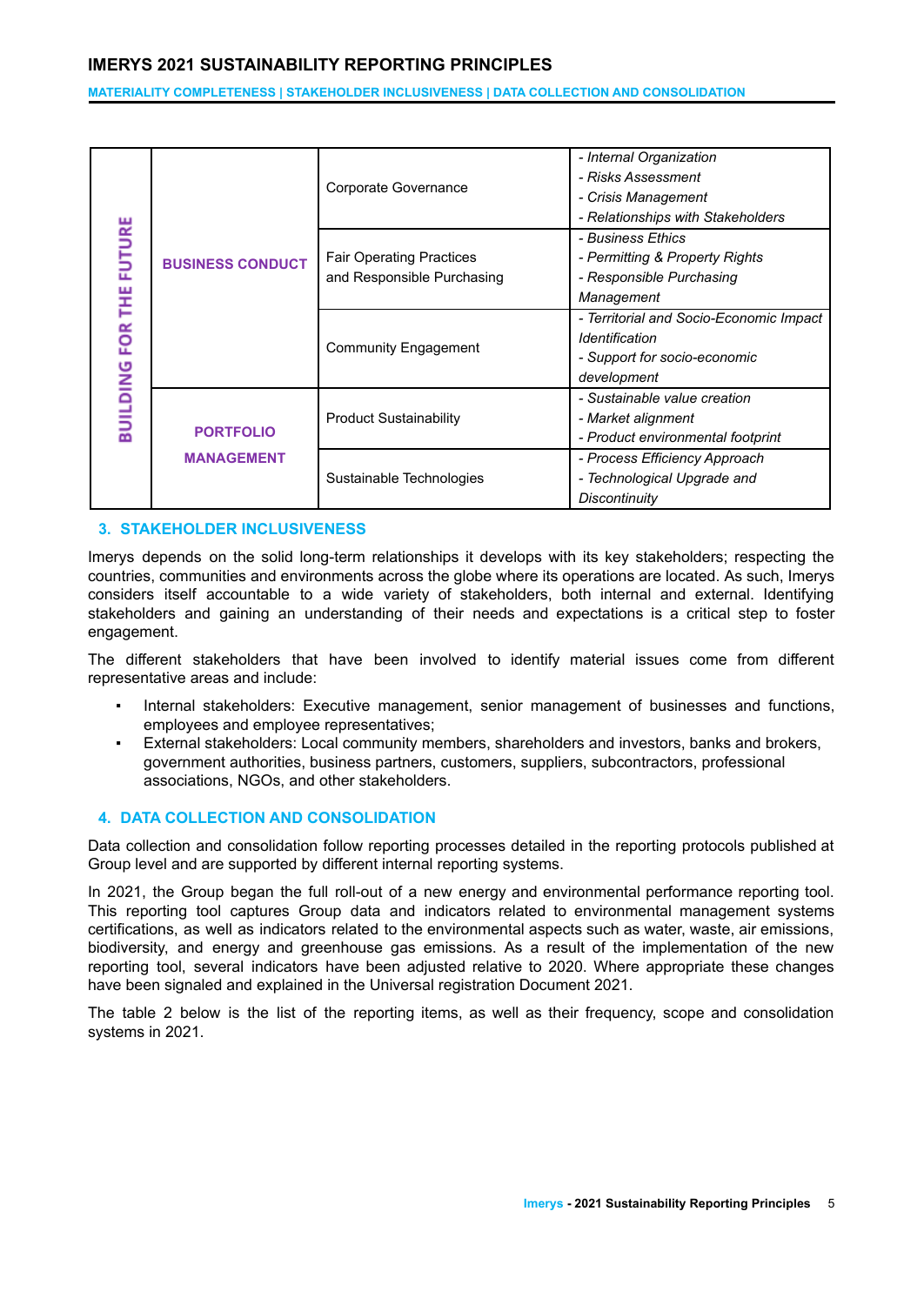| | | | |
|---|---|---|---|
| BUILDING FOR THE FUTURE | **BUSINESS CONDUCT** | Corporate Governance | *- Internal Organization*<br>*- Risks Assessment*<br>*- Crisis Management*<br>*- Relationships with Stakeholders* |
| | | Fair Operating Practices and Responsible Purchasing | *- Business Ethics*<br>*- Permitting & Property Rights*<br>*- Responsible Purchasing Management* |
| | | Community Engagement | *- Territorial and Socio-Economic Impact Identification*<br>*- Support for socio-economic development* |
| | **PORTFOLIO MANAGEMENT** | Product Sustainability | *- Sustainable value creation*<br>*- Market alignment*<br>*- Product environmental footprint* |
| | | Sustainable Technologies | *- Process Efficiency Approach*<br>*- Technological Upgrade and Discontinuity* |

## 3. STAKEHOLDER INCLUSIVENESS

Imerys depends on the solid long-term relationships it develops with its key stakeholders; respecting the countries, communities and environments across the globe where its operations are located. As such, Imerys considers itself accountable to a wide variety of stakeholders, both internal and external. Identifying stakeholders and gaining an understanding of their needs and expectations is a critical step to foster engagement.

The different stakeholders that have been involved to identify material issues come from different representative areas and include:

- Internal stakeholders: Executive management, senior management of businesses and functions, employees and employee representatives;
- External stakeholders: Local community members, shareholders and investors, banks and brokers, government authorities, business partners, customers, suppliers, subcontractors, professional associations, NGOs, and other stakeholders.

## 4. DATA COLLECTION AND CONSOLIDATION

Data collection and consolidation follow reporting processes detailed in the reporting protocols published at Group level and are supported by different internal reporting systems.

In 2021, the Group began the full roll-out of a new energy and environmental performance reporting tool. This reporting tool captures Group data and indicators related to environmental management systems certifications, as well as indicators related to the environmental aspects such as water, waste, air emissions, biodiversity, and energy and greenhouse gas emissions. As a result of the implementation of the new reporting tool, several indicators have been adjusted relative to 2020. Where appropriate these changes have been signaled and explained in the Universal registration Document 2021.

The table 2 below is the list of the reporting items, as well as their frequency, scope and consolidation systems in 2021.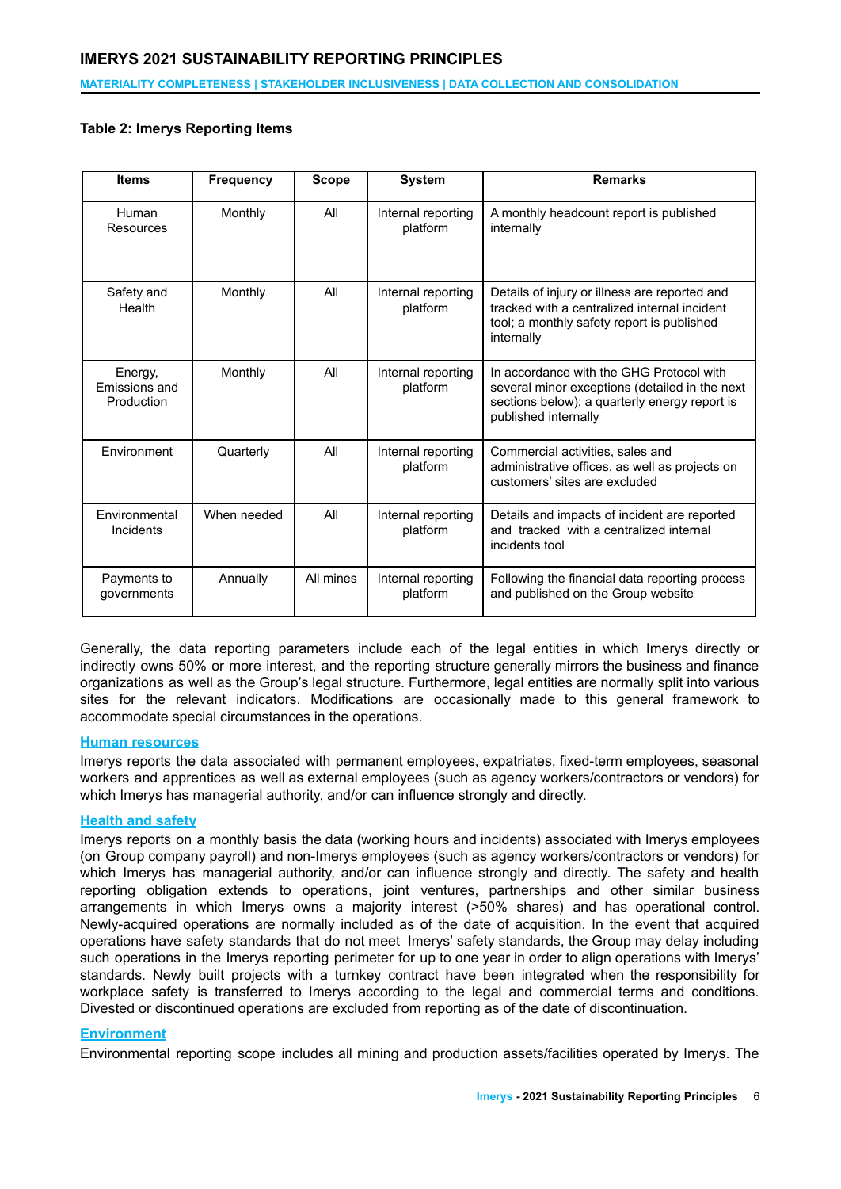**Table 2: Imerys Reporting Items**

| Items | Frequency | Scope | System | Remarks |
|---|---|---|---|---|
| Human Resources | Monthly | All | Internal reporting platform | A monthly headcount report is published internally |
| Safety and Health | Monthly | All | Internal reporting platform | Details of injury or illness are reported and tracked with a centralized internal incident tool; a monthly safety report is published internally |
| Energy, Emissions and Production | Monthly | All | Internal reporting platform | In accordance with the GHG Protocol with several minor exceptions (detailed in the next sections below); a quarterly energy report is published internally |
| Environment | Quarterly | All | Internal reporting platform | Commercial activities, sales and administrative offices, as well as projects on customers' sites are excluded |
| Environmental Incidents | When needed | All | Internal reporting platform | Details and impacts of incident are reported and tracked with a centralized internal incidents tool |
| Payments to governments | Annually | All mines | Internal reporting platform | Following the financial data reporting process and published on the Group website |

Generally, the data reporting parameters include each of the legal entities in which Imerys directly or indirectly owns 50% or more interest, and the reporting structure generally mirrors the business and finance organizations as well as the Group's legal structure. Furthermore, legal entities are normally split into various sites for the relevant indicators. Modifications are occasionally made to this general framework to accommodate special circumstances in the operations.

### Human resources

Imerys reports the data associated with permanent employees, expatriates, fixed-term employees, seasonal workers and apprentices as well as external employees (such as agency workers/contractors or vendors) for which Imerys has managerial authority, and/or can influence strongly and directly.

### Health and safety

Imerys reports on a monthly basis the data (working hours and incidents) associated with Imerys employees (on Group company payroll) and non-Imerys employees (such as agency workers/contractors or vendors) for which Imerys has managerial authority, and/or can influence strongly and directly. The safety and health reporting obligation extends to operations, joint ventures, partnerships and other similar business arrangements in which Imerys owns a majority interest (>50% shares) and has operational control. Newly-acquired operations are normally included as of the date of acquisition. In the event that acquired operations have safety standards that do not meet Imerys' safety standards, the Group may delay including such operations in the Imerys reporting perimeter for up to one year in order to align operations with Imerys' standards. Newly built projects with a turnkey contract have been integrated when the responsibility for workplace safety is transferred to Imerys according to the legal and commercial terms and conditions. Divested or discontinued operations are excluded from reporting as of the date of discontinuation.

### Environment

Environmental reporting scope includes all mining and production assets/facilities operated by Imerys. The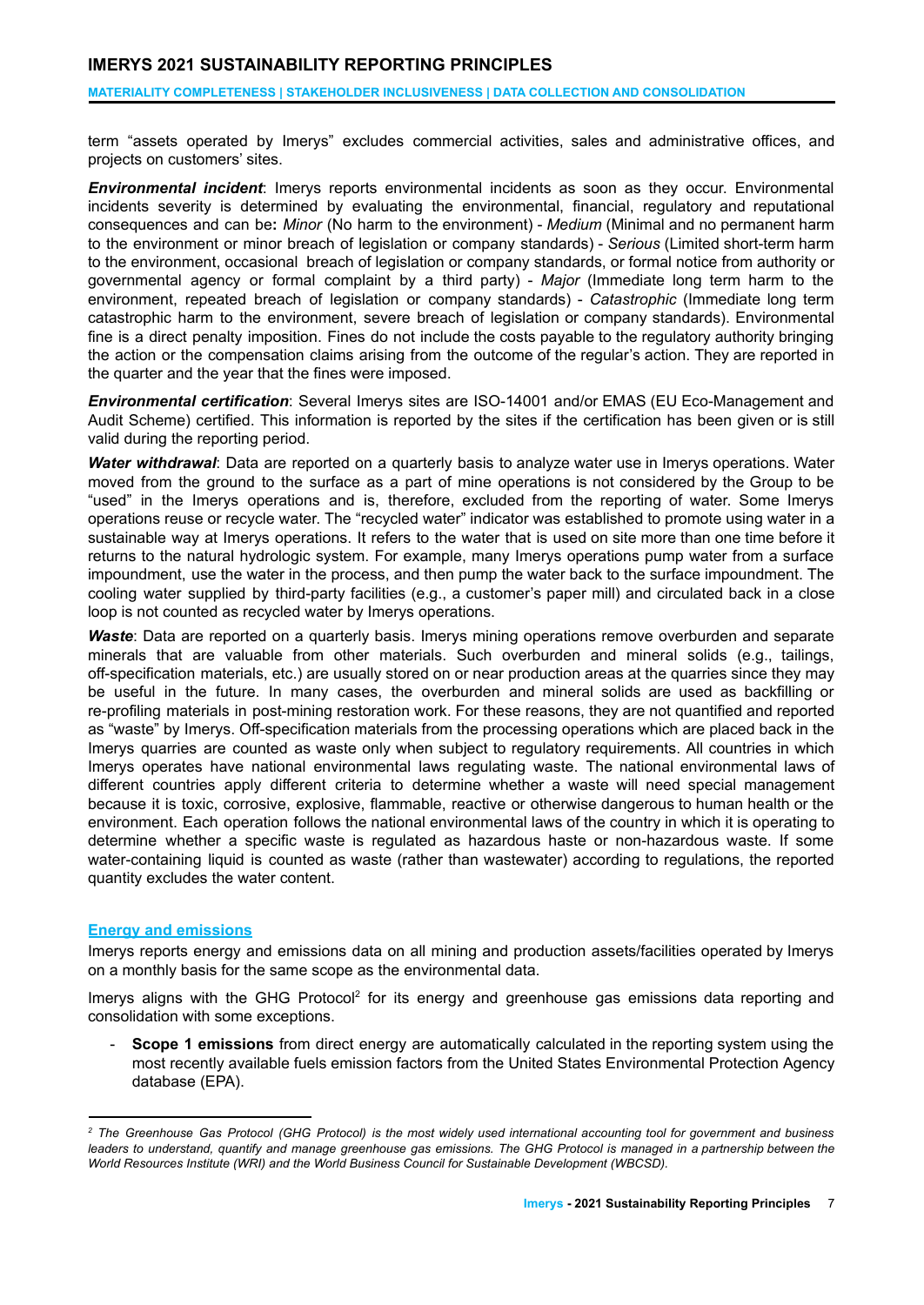term "assets operated by Imerys" excludes commercial activities, sales and administrative offices, and projects on customers' sites.

***Environmental incident***: Imerys reports environmental incidents as soon as they occur. Environmental incidents severity is determined by evaluating the environmental, financial, regulatory and reputational consequences and can be**:** *Minor* (No harm to the environment) - *Medium* (Minimal and no permanent harm to the environment or minor breach of legislation or company standards) - *Serious* (Limited short-term harm to the environment, occasional breach of legislation or company standards, or formal notice from authority or governmental agency or formal complaint by a third party) - *Major* (Immediate long term harm to the environment, repeated breach of legislation or company standards) - *Catastrophic* (Immediate long term catastrophic harm to the environment, severe breach of legislation or company standards). Environmental fine is a direct penalty imposition. Fines do not include the costs payable to the regulatory authority bringing the action or the compensation claims arising from the outcome of the regular's action. They are reported in the quarter and the year that the fines were imposed.

***Environmental certification***: Several Imerys sites are ISO-14001 and/or EMAS (EU Eco-Management and Audit Scheme) certified. This information is reported by the sites if the certification has been given or is still valid during the reporting period.

***Water withdrawal***: Data are reported on a quarterly basis to analyze water use in Imerys operations. Water moved from the ground to the surface as a part of mine operations is not considered by the Group to be "used" in the Imerys operations and is, therefore, excluded from the reporting of water. Some Imerys operations reuse or recycle water. The "recycled water" indicator was established to promote using water in a sustainable way at Imerys operations. It refers to the water that is used on site more than one time before it returns to the natural hydrologic system. For example, many Imerys operations pump water from a surface impoundment, use the water in the process, and then pump the water back to the surface impoundment. The cooling water supplied by third-party facilities (e.g., a customer's paper mill) and circulated back in a close loop is not counted as recycled water by Imerys operations.

***Waste***: Data are reported on a quarterly basis. Imerys mining operations remove overburden and separate minerals that are valuable from other materials. Such overburden and mineral solids (e.g., tailings, off-specification materials, etc.) are usually stored on or near production areas at the quarries since they may be useful in the future. In many cases, the overburden and mineral solids are used as backfilling or re-profiling materials in post-mining restoration work. For these reasons, they are not quantified and reported as "waste" by Imerys. Off-specification materials from the processing operations which are placed back in the Imerys quarries are counted as waste only when subject to regulatory requirements. All countries in which Imerys operates have national environmental laws regulating waste. The national environmental laws of different countries apply different criteria to determine whether a waste will need special management because it is toxic, corrosive, explosive, flammable, reactive or otherwise dangerous to human health or the environment. Each operation follows the national environmental laws of the country in which it is operating to determine whether a specific waste is regulated as hazardous haste or non-hazardous waste. If some water-containing liquid is counted as waste (rather than wastewater) according to regulations, the reported quantity excludes the water content.

## Energy and emissions

Imerys reports energy and emissions data on all mining and production assets/facilities operated by Imerys on a monthly basis for the same scope as the environmental data.

Imerys aligns with the GHG Protocol[2] for its energy and greenhouse gas emissions data reporting and consolidation with some exceptions.

- **Scope 1 emissions** from direct energy are automatically calculated in the reporting system using the most recently available fuels emission factors from the United States Environmental Protection Agency database (EPA).

---

[2] *The Greenhouse Gas Protocol (GHG Protocol) is the most widely used international accounting tool for government and business leaders to understand, quantify and manage greenhouse gas emissions. The GHG Protocol is managed in a partnership between the World Resources Institute (WRI) and the World Business Council for Sustainable Development (WBCSD).*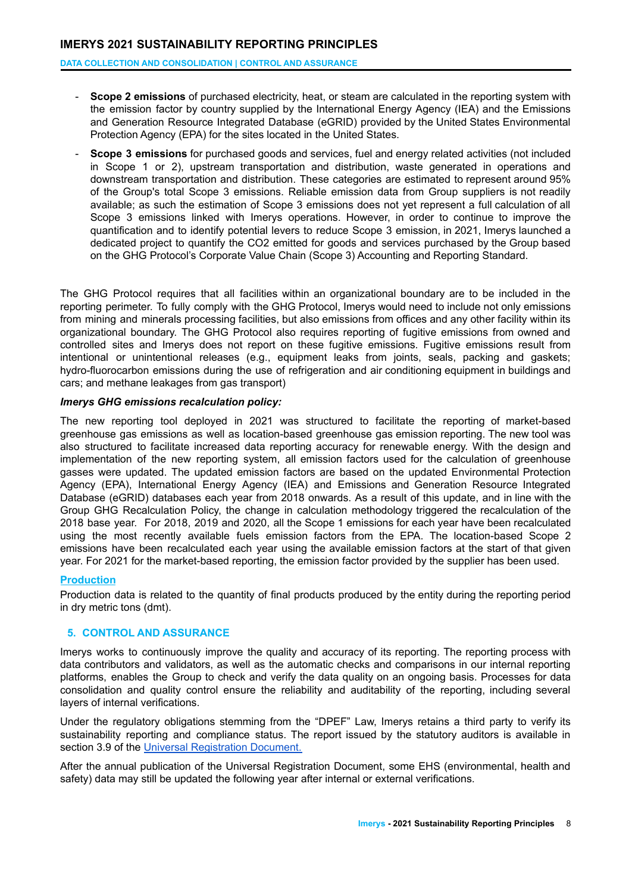- **Scope 2 emissions** of purchased electricity, heat, or steam are calculated in the reporting system with the emission factor by country supplied by the International Energy Agency (IEA) and the Emissions and Generation Resource Integrated Database (eGRID) provided by the United States Environmental Protection Agency (EPA) for the sites located in the United States.
- **Scope 3 emissions** for purchased goods and services, fuel and energy related activities (not included in Scope 1 or 2), upstream transportation and distribution, waste generated in operations and downstream transportation and distribution. These categories are estimated to represent around 95% of the Group's total Scope 3 emissions. Reliable emission data from Group suppliers is not readily available; as such the estimation of Scope 3 emissions does not yet represent a full calculation of all Scope 3 emissions linked with Imerys operations. However, in order to continue to improve the quantification and to identify potential levers to reduce Scope 3 emission, in 2021, Imerys launched a dedicated project to quantify the CO2 emitted for goods and services purchased by the Group based on the GHG Protocol's Corporate Value Chain (Scope 3) Accounting and Reporting Standard.

The GHG Protocol requires that all facilities within an organizational boundary are to be included in the reporting perimeter. To fully comply with the GHG Protocol, Imerys would need to include not only emissions from mining and minerals processing facilities, but also emissions from offices and any other facility within its organizational boundary. The GHG Protocol also requires reporting of fugitive emissions from owned and controlled sites and Imerys does not report on these fugitive emissions. Fugitive emissions result from intentional or unintentional releases (e.g., equipment leaks from joints, seals, packing and gaskets; hydro-fluorocarbon emissions during the use of refrigeration and air conditioning equipment in buildings and cars; and methane leakages from gas transport)

***Imerys GHG emissions recalculation policy:***

The new reporting tool deployed in 2021 was structured to facilitate the reporting of market-based greenhouse gas emissions as well as location-based greenhouse gas emission reporting. The new tool was also structured to facilitate increased data reporting accuracy for renewable energy. With the design and implementation of the new reporting system, all emission factors used for the calculation of greenhouse gasses were updated. The updated emission factors are based on the updated Environmental Protection Agency (EPA), International Energy Agency (IEA) and Emissions and Generation Resource Integrated Database (eGRID) databases each year from 2018 onwards. As a result of this update, and in line with the Group GHG Recalculation Policy, the change in calculation methodology triggered the recalculation of the 2018 base year. For 2018, 2019 and 2020, all the Scope 1 emissions for each year have been recalculated using the most recently available fuels emission factors from the EPA. The location-based Scope 2 emissions have been recalculated each year using the available emission factors at the start of that given year. For 2021 for the market-based reporting, the emission factor provided by the supplier has been used.

**Production**

Production data is related to the quantity of final products produced by the entity during the reporting period in dry metric tons (dmt).

## 5. CONTROL AND ASSURANCE

Imerys works to continuously improve the quality and accuracy of its reporting. The reporting process with data contributors and validators, as well as the automatic checks and comparisons in our internal reporting platforms, enables the Group to check and verify the data quality on an ongoing basis. Processes for data consolidation and quality control ensure the reliability and auditability of the reporting, including several layers of internal verifications.

Under the regulatory obligations stemming from the "DPEF" Law, Imerys retains a third party to verify its sustainability reporting and compliance status. The report issued by the statutory auditors is available in section 3.9 of the Universal Registration Document.

After the annual publication of the Universal Registration Document, some EHS (environmental, health and safety) data may still be updated the following year after internal or external verifications.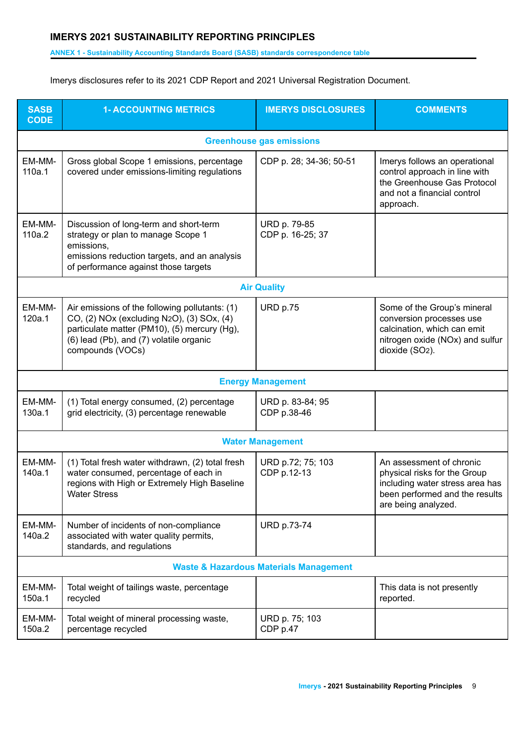# IMERYS 2021 SUSTAINABILITY REPORTING PRINCIPLES

**ANNEX 1 - Sustainability Accounting Standards Board (SASB) standards correspondence table**

Imerys disclosures refer to its 2021 CDP Report and 2021 Universal Registration Document.

| SASB CODE | 1- ACCOUNTING METRICS | IMERYS DISCLOSURES | COMMENTS |
|---|---|---|---|
| **Greenhouse gas emissions** | | | |
| EM-MM-110a.1 | Gross global Scope 1 emissions, percentage covered under emissions-limiting regulations | CDP p. 28; 34-36; 50-51 | Imerys follows an operational control approach in line with the Greenhouse Gas Protocol and not a financial control approach. |
| EM-MM-110a.2 | Discussion of long-term and short-term strategy or plan to manage Scope 1 emissions, emissions reduction targets, and an analysis of performance against those targets | URD p. 79-85<br>CDP p. 16-25; 37 | |
| **Air Quality** | | | |
| EM-MM-120a.1 | Air emissions of the following pollutants: (1) CO, (2) NOx (excluding $N_2O$), (3) SOx, (4) particulate matter (PM10), (5) mercury (Hg), (6) lead (Pb), and (7) volatile organic compounds (VOCs) | URD p.75 | Some of the Group's mineral conversion processes use calcination, which can emit nitrogen oxide (NOx) and sulfur dioxide ($SO_2$). |
| **Energy Management** | | | |
| EM-MM-130a.1 | (1) Total energy consumed, (2) percentage grid electricity, (3) percentage renewable | URD p. 83-84; 95<br>CDP p.38-46 | |
| **Water Management** | | | |
| EM-MM-140a.1 | (1) Total fresh water withdrawn, (2) total fresh water consumed, percentage of each in regions with High or Extremely High Baseline Water Stress | URD p.72; 75; 103<br>CDP p.12-13 | An assessment of chronic physical risks for the Group including water stress area has been performed and the results are being analyzed. |
| EM-MM-140a.2 | Number of incidents of non-compliance associated with water quality permits, standards, and regulations | URD p.73-74 | |
| **Waste & Hazardous Materials Management** | | | |
| EM-MM-150a.1 | Total weight of tailings waste, percentage recycled | | This data is not presently reported. |
| EM-MM-150a.2 | Total weight of mineral processing waste, percentage recycled | URD p. 75; 103<br>CDP p.47 | |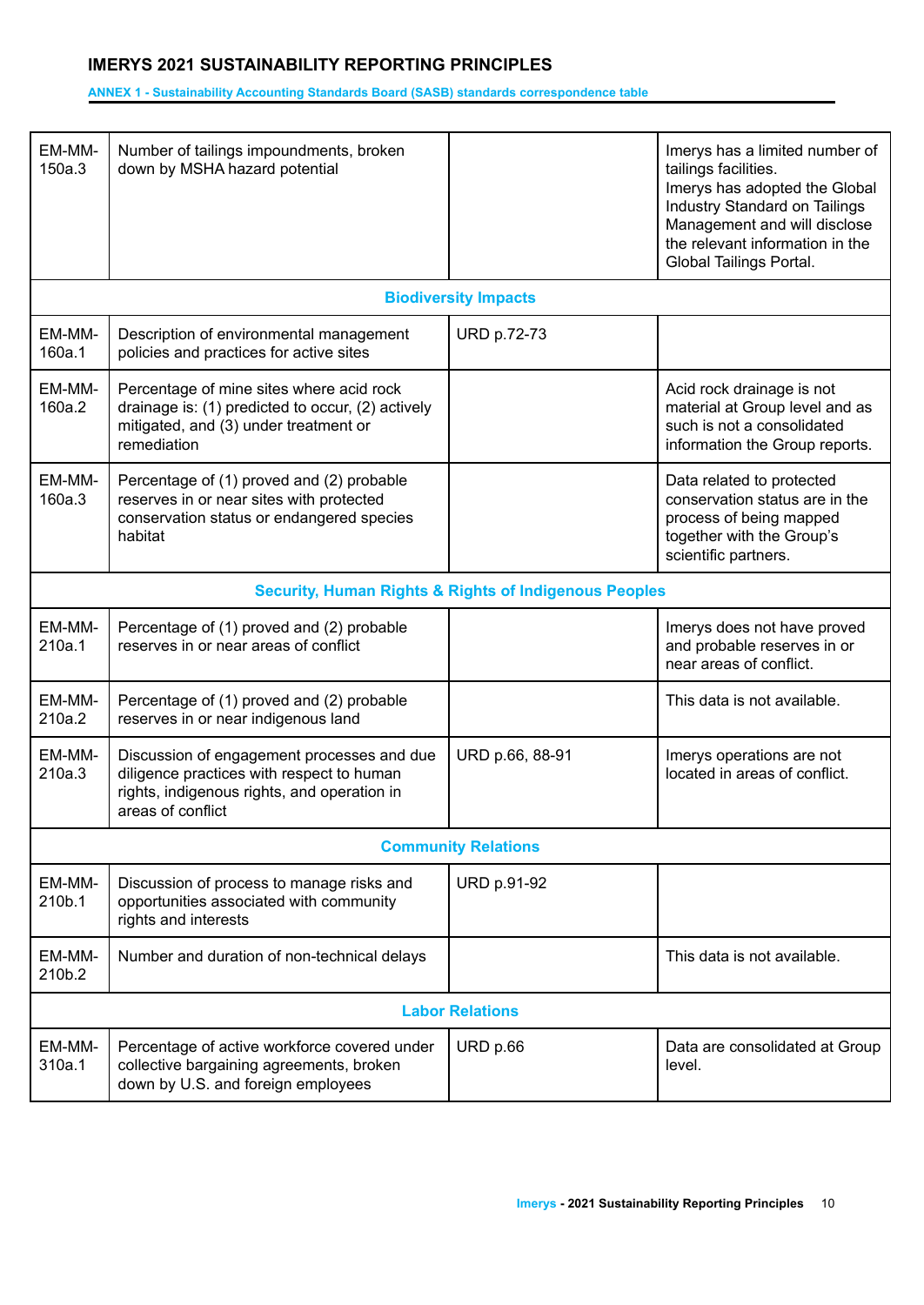| | | | |
|---|---|---|---|
| EM-MM-150a.3 | Number of tailings impoundments, broken down by MSHA hazard potential | | Imerys has a limited number of tailings facilities. Imerys has adopted the Global Industry Standard on Tailings Management and will disclose the relevant information in the Global Tailings Portal. |
| **Biodiversity Impacts** | | | |
| EM-MM-160a.1 | Description of environmental management policies and practices for active sites | URD p.72-73 | |
| EM-MM-160a.2 | Percentage of mine sites where acid rock drainage is: (1) predicted to occur, (2) actively mitigated, and (3) under treatment or remediation | | Acid rock drainage is not material at Group level and as such is not a consolidated information the Group reports. |
| EM-MM-160a.3 | Percentage of (1) proved and (2) probable reserves in or near sites with protected conservation status or endangered species habitat | | Data related to protected conservation status are in the process of being mapped together with the Group's scientific partners. |
| **Security, Human Rights & Rights of Indigenous Peoples** | | | |
| EM-MM-210a.1 | Percentage of (1) proved and (2) probable reserves in or near areas of conflict | | Imerys does not have proved and probable reserves in or near areas of conflict. |
| EM-MM-210a.2 | Percentage of (1) proved and (2) probable reserves in or near indigenous land | | This data is not available. |
| EM-MM-210a.3 | Discussion of engagement processes and due diligence practices with respect to human rights, indigenous rights, and operation in areas of conflict | URD p.66, 88-91 | Imerys operations are not located in areas of conflict. |
| **Community Relations** | | | |
| EM-MM-210b.1 | Discussion of process to manage risks and opportunities associated with community rights and interests | URD p.91-92 | |
| EM-MM-210b.2 | Number and duration of non-technical delays | | This data is not available. |
| **Labor Relations** | | | |
| EM-MM-310a.1 | Percentage of active workforce covered under collective bargaining agreements, broken down by U.S. and foreign employees | URD p.66 | Data are consolidated at Group level. |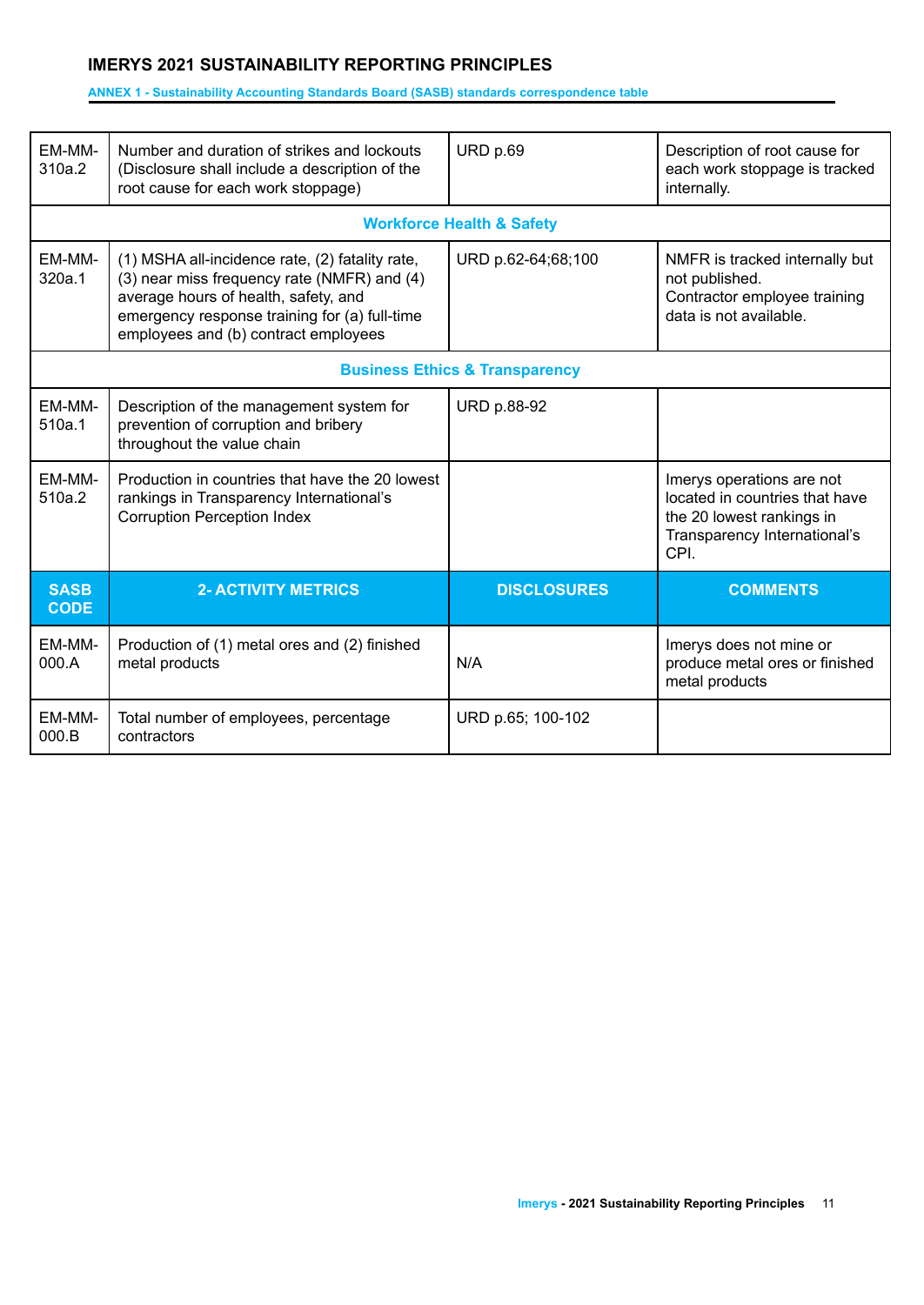# IMERYS 2021 SUSTAINABILITY REPORTING PRINCIPLES

**ANNEX 1 - Sustainability Accounting Standards Board (SASB) standards correspondence table**

| | | | |
|---|---|---|---|
| EM-MM-310a.2 | Number and duration of strikes and lockouts (Disclosure shall include a description of the root cause for each work stoppage) | URD p.69 | Description of root cause for each work stoppage is tracked internally. |
| **Workforce Health & Safety** | | | |
| EM-MM-320a.1 | (1) MSHA all-incidence rate, (2) fatality rate, (3) near miss frequency rate (NMFR) and (4) average hours of health, safety, and emergency response training for (a) full-time employees and (b) contract employees | URD p.62-64;68;100 | NMFR is tracked internally but not published.<br>Contractor employee training data is not available. |
| **Business Ethics & Transparency** | | | |
| EM-MM-510a.1 | Description of the management system for prevention of corruption and bribery throughout the value chain | URD p.88-92 | |
| EM-MM-510a.2 | Production in countries that have the 20 lowest rankings in Transparency International's Corruption Perception Index | | Imerys operations are not located in countries that have the 20 lowest rankings in Transparency International's CPI. |
| **SASB CODE** | **2- ACTIVITY METRICS** | **DISCLOSURES** | **COMMENTS** |
| EM-MM-000.A | Production of (1) metal ores and (2) finished metal products | N/A | Imerys does not mine or produce metal ores or finished metal products |
| EM-MM-000.B | Total number of employees, percentage contractors | URD p.65; 100-102 | |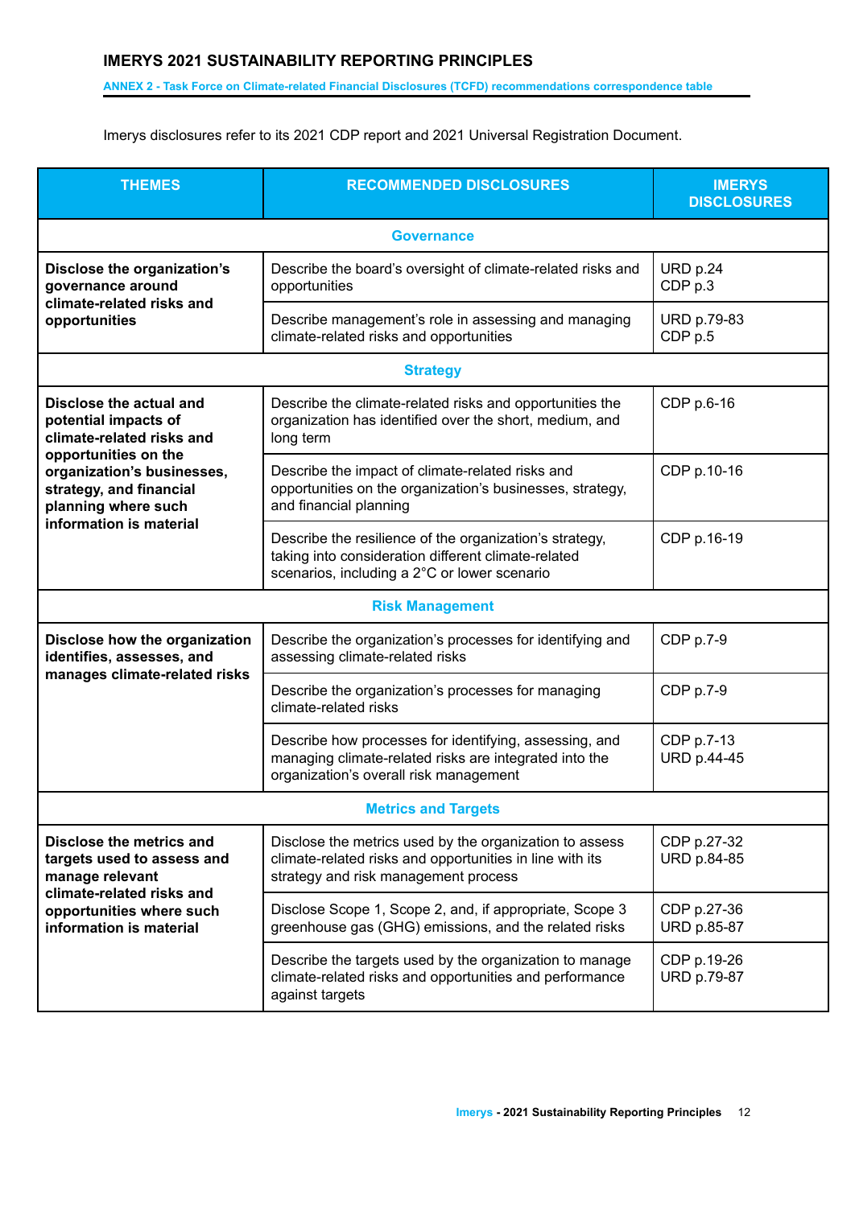## IMERYS 2021 SUSTAINABILITY REPORTING PRINCIPLES

**ANNEX 2 - Task Force on Climate-related Financial Disclosures (TCFD) recommendations correspondence table**

Imerys disclosures refer to its 2021 CDP report and 2021 Universal Registration Document.

| THEMES | RECOMMENDED DISCLOSURES | IMERYS DISCLOSURES |
|---|---|---|
| **Governance** | | |
| **Disclose the organization's governance around climate-related risks and opportunities** | Describe the board's oversight of climate-related risks and opportunities | URD p.24<br>CDP p.3 |
| | Describe management's role in assessing and managing climate-related risks and opportunities | URD p.79-83<br>CDP p.5 |
| **Strategy** | | |
| **Disclose the actual and potential impacts of climate-related risks and opportunities on the organization's businesses, strategy, and financial planning where such information is material** | Describe the climate-related risks and opportunities the organization has identified over the short, medium, and long term | CDP p.6-16 |
| | Describe the impact of climate-related risks and opportunities on the organization's businesses, strategy, and financial planning | CDP p.10-16 |
| | Describe the resilience of the organization's strategy, taking into consideration different climate-related scenarios, including a 2°C or lower scenario | CDP p.16-19 |
| **Risk Management** | | |
| **Disclose how the organization identifies, assesses, and manages climate-related risks** | Describe the organization's processes for identifying and assessing climate-related risks | CDP p.7-9 |
| | Describe the organization's processes for managing climate-related risks | CDP p.7-9 |
| | Describe how processes for identifying, assessing, and managing climate-related risks are integrated into the organization's overall risk management | CDP p.7-13<br>URD p.44-45 |
| **Metrics and Targets** | | |
| **Disclose the metrics and targets used to assess and manage relevant climate-related risks and opportunities where such information is material** | Disclose the metrics used by the organization to assess climate-related risks and opportunities in line with its strategy and risk management process | CDP p.27-32<br>URD p.84-85 |
| | Disclose Scope 1, Scope 2, and, if appropriate, Scope 3 greenhouse gas (GHG) emissions, and the related risks | CDP p.27-36<br>URD p.85-87 |
| | Describe the targets used by the organization to manage climate-related risks and opportunities and performance against targets | CDP p.19-26<br>URD p.79-87 |